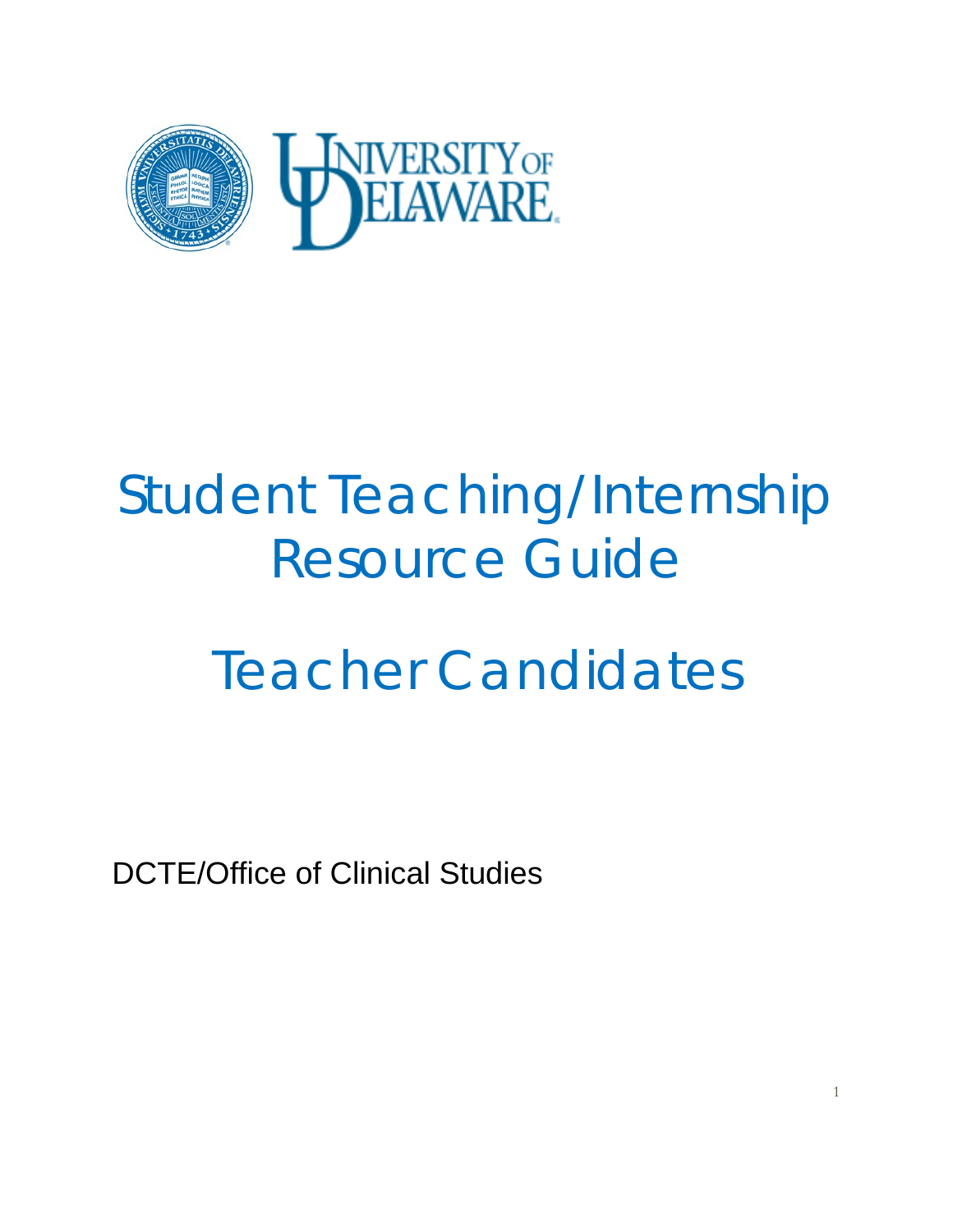# Student Teaching/Internship Resource Guide

# Teacher Candidates

DCTE/Office of Clinical Studies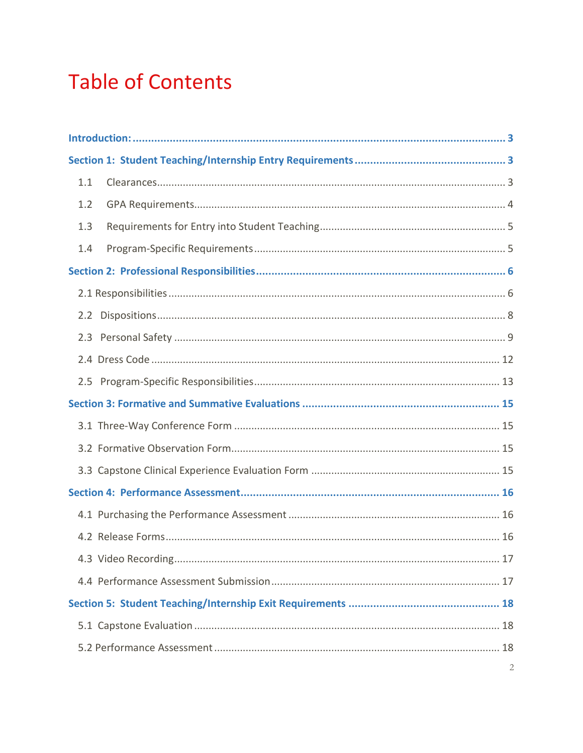# Table of Contents

**Introduction:** 3

**Section 1: Student Teaching/Internship Entry Requirements** 3

- 1.1 Clearances 3
- 1.2 GPA Requirements 4
- 1.3 Requirements for Entry into Student Teaching 5
- 1.4 Program-Specific Requirements 5

**Section 2: Professional Responsibilities** 6

- 2.1 Responsibilities 6
- 2.2 Dispositions 8
- 2.3 Personal Safety 9
- 2.4 Dress Code 12
- 2.5 Program-Specific Responsibilities 13

**Section 3: Formative and Summative Evaluations** 15

- 3.1 Three-Way Conference Form 15
- 3.2 Formative Observation Form 15
- 3.3 Capstone Clinical Experience Evaluation Form 15

**Section 4: Performance Assessment** 16

- 4.1 Purchasing the Performance Assessment 16
- 4.2 Release Forms 16
- 4.3 Video Recording 17
- 4.4 Performance Assessment Submission 17

**Section 5: Student Teaching/Internship Exit Requirements** 18

- 5.1 Capstone Evaluation 18
- 5.2 Performance Assessment 18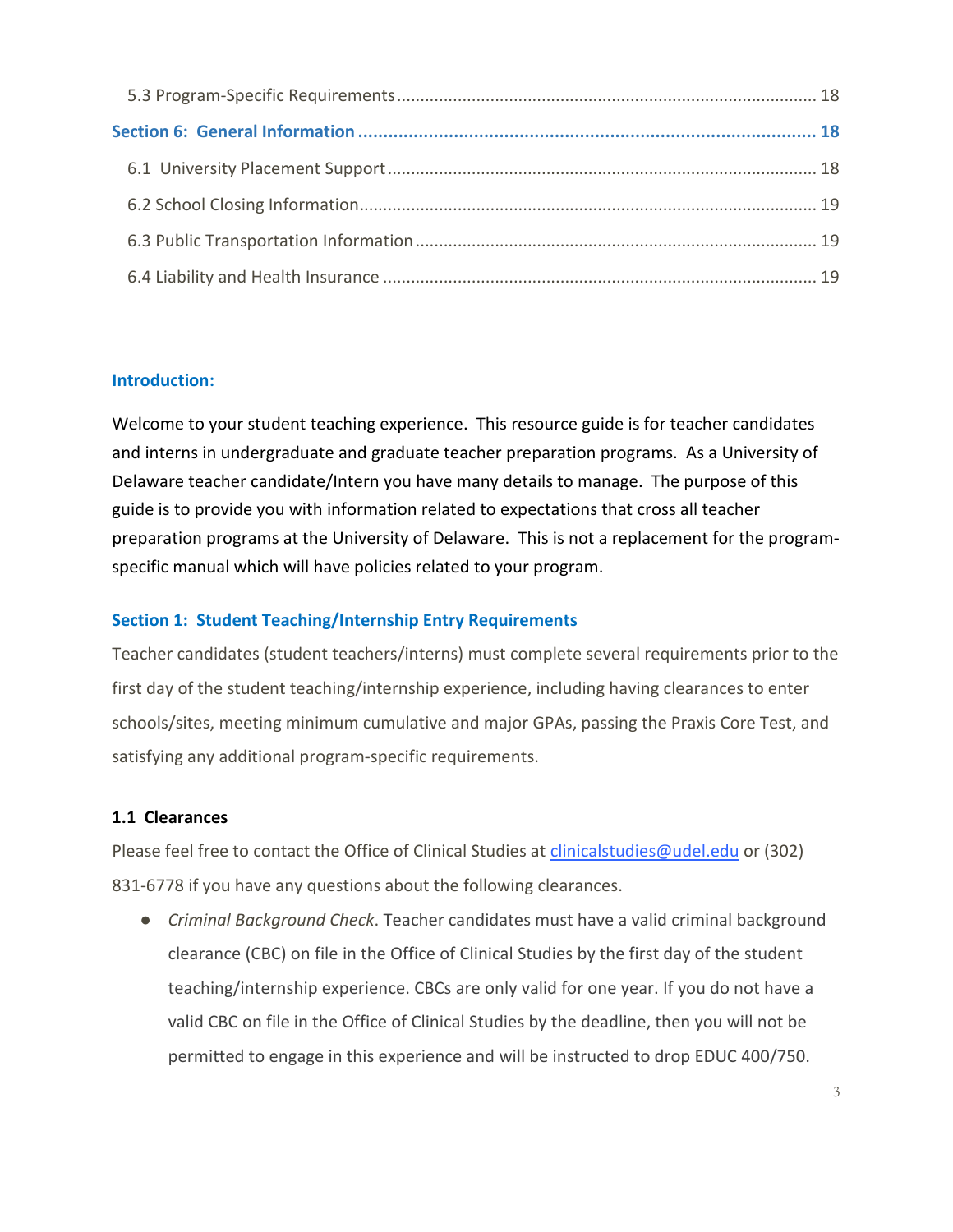5.3 Program-Specific Requirements ........................................................................................ 18

**Section 6: General Information** ........................................................................................ 18

6.1 University Placement Support ........................................................................................ 18

6.2 School Closing Information ........................................................................................ 19

6.3 Public Transportation Information ........................................................................................ 19

6.4 Liability and Health Insurance ........................................................................................ 19

## Introduction:

Welcome to your student teaching experience. This resource guide is for teacher candidates and interns in undergraduate and graduate teacher preparation programs. As a University of Delaware teacher candidate/Intern you have many details to manage. The purpose of this guide is to provide you with information related to expectations that cross all teacher preparation programs at the University of Delaware. This is not a replacement for the program-specific manual which will have policies related to your program.

## Section 1: Student Teaching/Internship Entry Requirements

Teacher candidates (student teachers/interns) must complete several requirements prior to the first day of the student teaching/internship experience, including having clearances to enter schools/sites, meeting minimum cumulative and major GPAs, passing the Praxis Core Test, and satisfying any additional program-specific requirements.

### 1.1 Clearances

Please feel free to contact the Office of Clinical Studies at clinicalstudies@udel.edu or (302) 831-6778 if you have any questions about the following clearances.

- *Criminal Background Check*. Teacher candidates must have a valid criminal background clearance (CBC) on file in the Office of Clinical Studies by the first day of the student teaching/internship experience. CBCs are only valid for one year. If you do not have a valid CBC on file in the Office of Clinical Studies by the deadline, then you will not be permitted to engage in this experience and will be instructed to drop EDUC 400/750.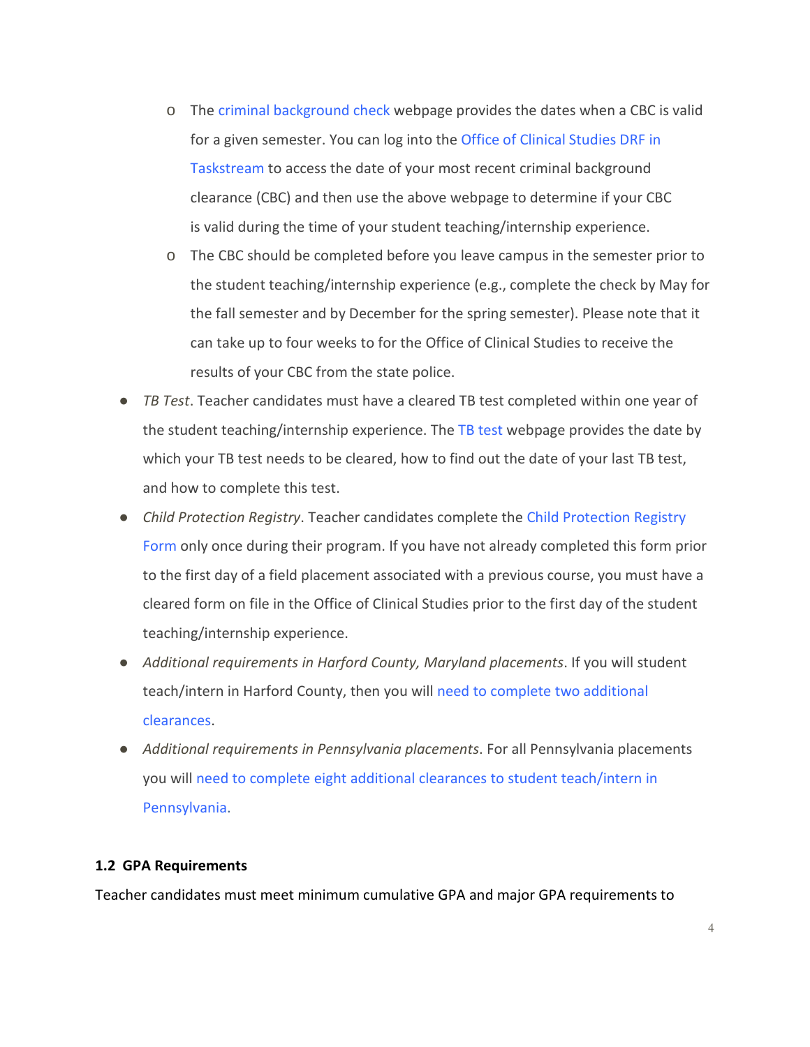- The criminal background check webpage provides the dates when a CBC is valid for a given semester. You can log into the Office of Clinical Studies DRF in Taskstream to access the date of your most recent criminal background clearance (CBC) and then use the above webpage to determine if your CBC is valid during the time of your student teaching/internship experience.
  - The CBC should be completed before you leave campus in the semester prior to the student teaching/internship experience (e.g., complete the check by May for the fall semester and by December for the spring semester). Please note that it can take up to four weeks to for the Office of Clinical Studies to receive the results of your CBC from the state police.
- *TB Test*. Teacher candidates must have a cleared TB test completed within one year of the student teaching/internship experience. The TB test webpage provides the date by which your TB test needs to be cleared, how to find out the date of your last TB test, and how to complete this test.
- *Child Protection Registry*. Teacher candidates complete the Child Protection Registry Form only once during their program. If you have not already completed this form prior to the first day of a field placement associated with a previous course, you must have a cleared form on file in the Office of Clinical Studies prior to the first day of the student teaching/internship experience.
- *Additional requirements in Harford County, Maryland placements*. If you will student teach/intern in Harford County, then you will need to complete two additional clearances.
- *Additional requirements in Pennsylvania placements*. For all Pennsylvania placements you will need to complete eight additional clearances to student teach/intern in Pennsylvania.

### 1.2 GPA Requirements

Teacher candidates must meet minimum cumulative GPA and major GPA requirements to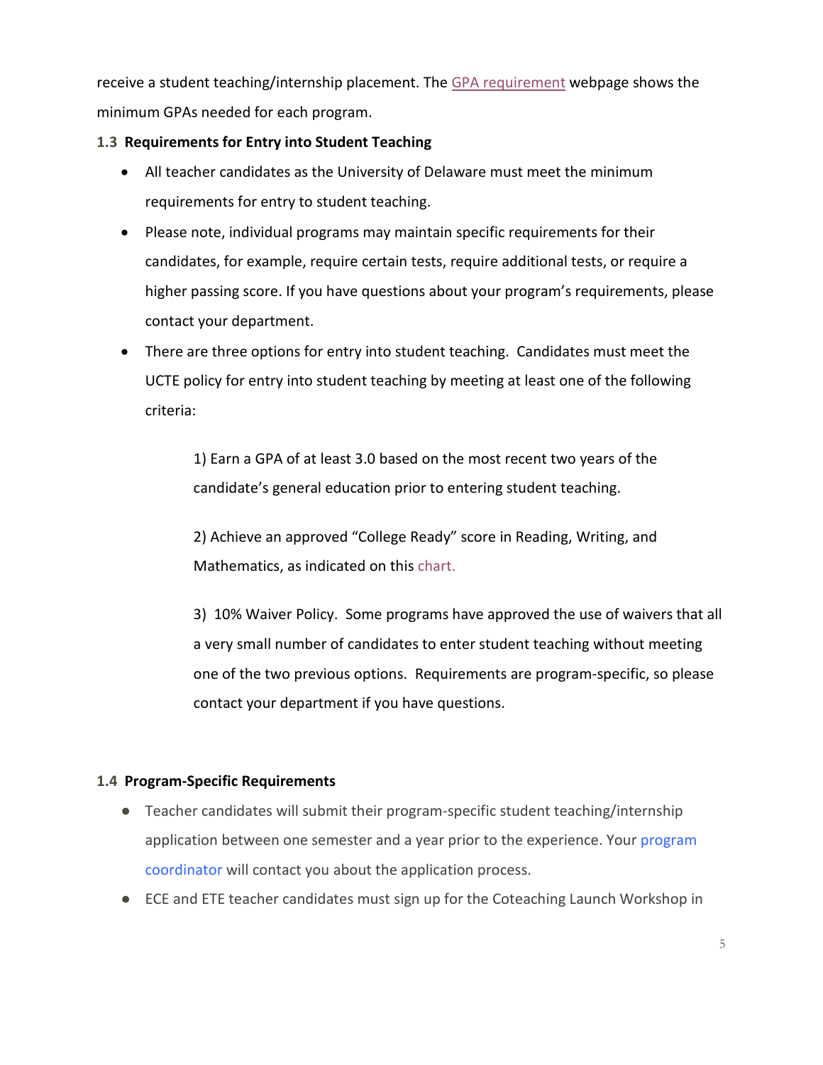receive a student teaching/internship placement. The GPA requirement webpage shows the minimum GPAs needed for each program.

### 1.3 Requirements for Entry into Student Teaching

- All teacher candidates as the University of Delaware must meet the minimum requirements for entry to student teaching.
- Please note, individual programs may maintain specific requirements for their candidates, for example, require certain tests, require additional tests, or require a higher passing score. If you have questions about your program's requirements, please contact your department.
- There are three options for entry into student teaching. Candidates must meet the UCTE policy for entry into student teaching by meeting at least one of the following criteria:

  1) Earn a GPA of at least 3.0 based on the most recent two years of the candidate's general education prior to entering student teaching.

  2) Achieve an approved "College Ready" score in Reading, Writing, and Mathematics, as indicated on this chart.

  3) 10% Waiver Policy. Some programs have approved the use of waivers that all a very small number of candidates to enter student teaching without meeting one of the two previous options. Requirements are program-specific, so please contact your department if you have questions.

### 1.4 Program-Specific Requirements

- Teacher candidates will submit their program-specific student teaching/internship application between one semester and a year prior to the experience. Your program coordinator will contact you about the application process.
- ECE and ETE teacher candidates must sign up for the Coteaching Launch Workshop in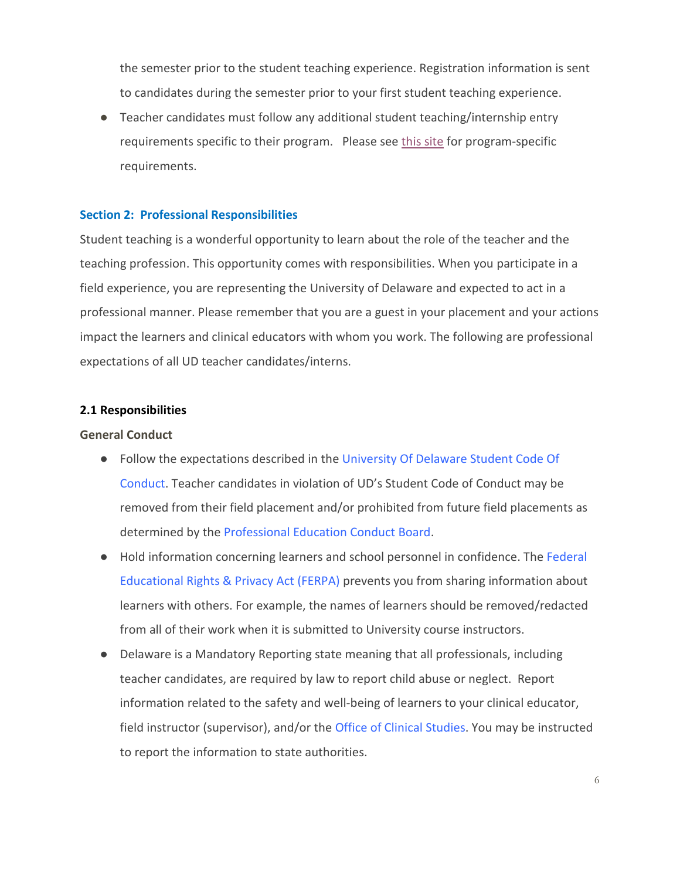the semester prior to the student teaching experience. Registration information is sent to candidates during the semester prior to your first student teaching experience.

- Teacher candidates must follow any additional student teaching/internship entry requirements specific to their program. Please see this site for program-specific requirements.

## Section 2: Professional Responsibilities

Student teaching is a wonderful opportunity to learn about the role of the teacher and the teaching profession. This opportunity comes with responsibilities. When you participate in a field experience, you are representing the University of Delaware and expected to act in a professional manner. Please remember that you are a guest in your placement and your actions impact the learners and clinical educators with whom you work. The following are professional expectations of all UD teacher candidates/interns.

### 2.1 Responsibilities

**General Conduct**

- Follow the expectations described in the University Of Delaware Student Code Of Conduct. Teacher candidates in violation of UD's Student Code of Conduct may be removed from their field placement and/or prohibited from future field placements as determined by the Professional Education Conduct Board.
- Hold information concerning learners and school personnel in confidence. The Federal Educational Rights & Privacy Act (FERPA) prevents you from sharing information about learners with others. For example, the names of learners should be removed/redacted from all of their work when it is submitted to University course instructors.
- Delaware is a Mandatory Reporting state meaning that all professionals, including teacher candidates, are required by law to report child abuse or neglect. Report information related to the safety and well-being of learners to your clinical educator, field instructor (supervisor), and/or the Office of Clinical Studies. You may be instructed to report the information to state authorities.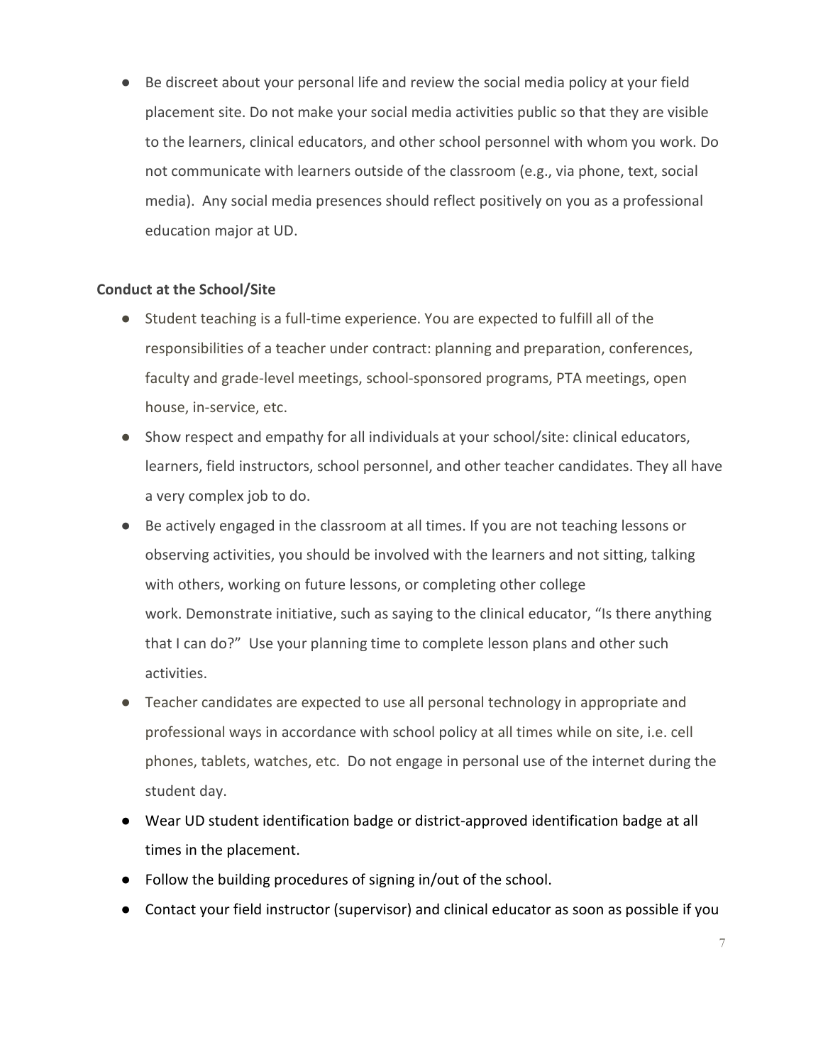- Be discreet about your personal life and review the social media policy at your field placement site. Do not make your social media activities public so that they are visible to the learners, clinical educators, and other school personnel with whom you work. Do not communicate with learners outside of the classroom (e.g., via phone, text, social media). Any social media presences should reflect positively on you as a professional education major at UD.

**Conduct at the School/Site**

- Student teaching is a full-time experience. You are expected to fulfill all of the responsibilities of a teacher under contract: planning and preparation, conferences, faculty and grade-level meetings, school-sponsored programs, PTA meetings, open house, in-service, etc.
- Show respect and empathy for all individuals at your school/site: clinical educators, learners, field instructors, school personnel, and other teacher candidates. They all have a very complex job to do.
- Be actively engaged in the classroom at all times. If you are not teaching lessons or observing activities, you should be involved with the learners and not sitting, talking with others, working on future lessons, or completing other college work. Demonstrate initiative, such as saying to the clinical educator, "Is there anything that I can do?" Use your planning time to complete lesson plans and other such activities.
- Teacher candidates are expected to use all personal technology in appropriate and professional ways in accordance with school policy at all times while on site, i.e. cell phones, tablets, watches, etc. Do not engage in personal use of the internet during the student day.
- Wear UD student identification badge or district-approved identification badge at all times in the placement.
- Follow the building procedures of signing in/out of the school.
- Contact your field instructor (supervisor) and clinical educator as soon as possible if you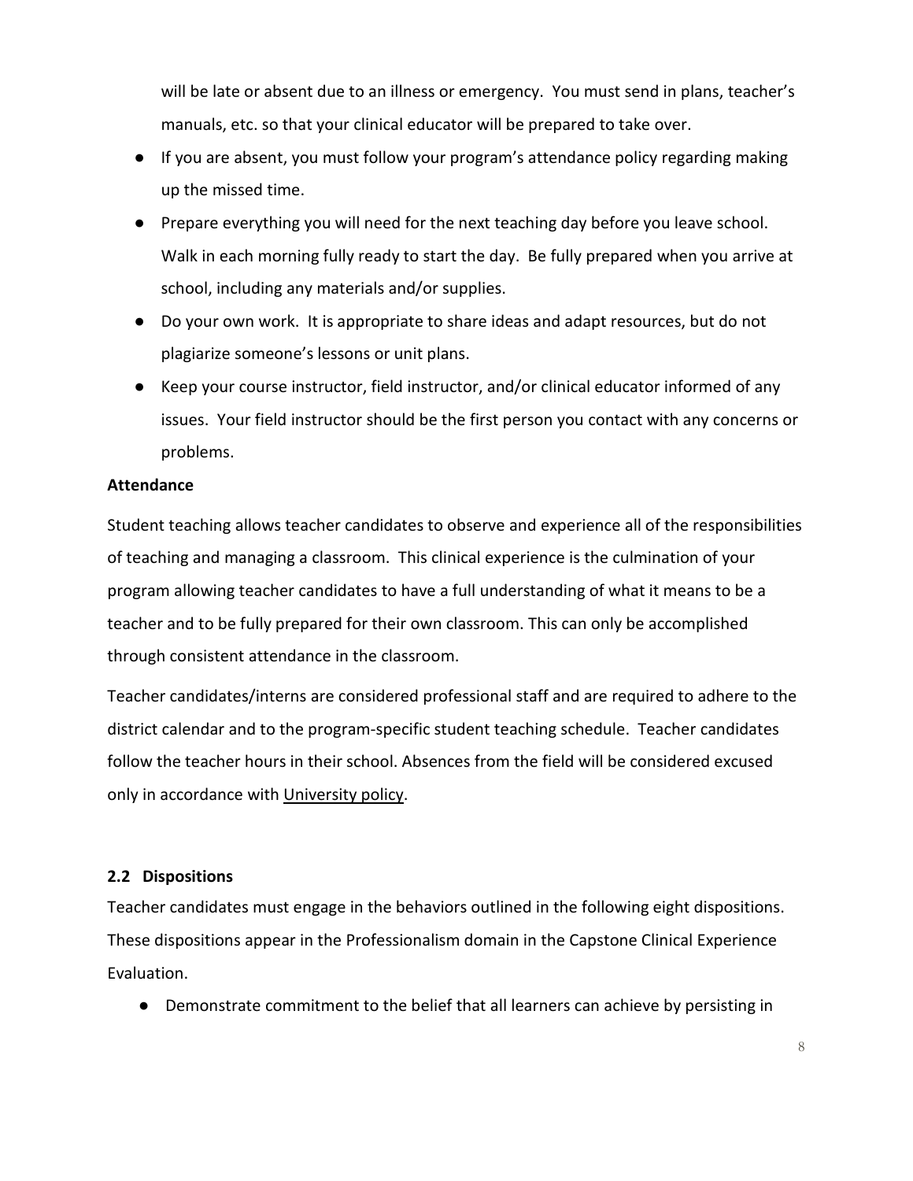will be late or absent due to an illness or emergency. You must send in plans, teacher's manuals, etc. so that your clinical educator will be prepared to take over.

- If you are absent, you must follow your program's attendance policy regarding making up the missed time.
- Prepare everything you will need for the next teaching day before you leave school. Walk in each morning fully ready to start the day. Be fully prepared when you arrive at school, including any materials and/or supplies.
- Do your own work. It is appropriate to share ideas and adapt resources, but do not plagiarize someone's lessons or unit plans.
- Keep your course instructor, field instructor, and/or clinical educator informed of any issues. Your field instructor should be the first person you contact with any concerns or problems.

**Attendance**

Student teaching allows teacher candidates to observe and experience all of the responsibilities of teaching and managing a classroom. This clinical experience is the culmination of your program allowing teacher candidates to have a full understanding of what it means to be a teacher and to be fully prepared for their own classroom. This can only be accomplished through consistent attendance in the classroom.

Teacher candidates/interns are considered professional staff and are required to adhere to the district calendar and to the program-specific student teaching schedule. Teacher candidates follow the teacher hours in their school. Absences from the field will be considered excused only in accordance with University policy.

### 2.2 Dispositions

Teacher candidates must engage in the behaviors outlined in the following eight dispositions. These dispositions appear in the Professionalism domain in the Capstone Clinical Experience Evaluation.

- Demonstrate commitment to the belief that all learners can achieve by persisting in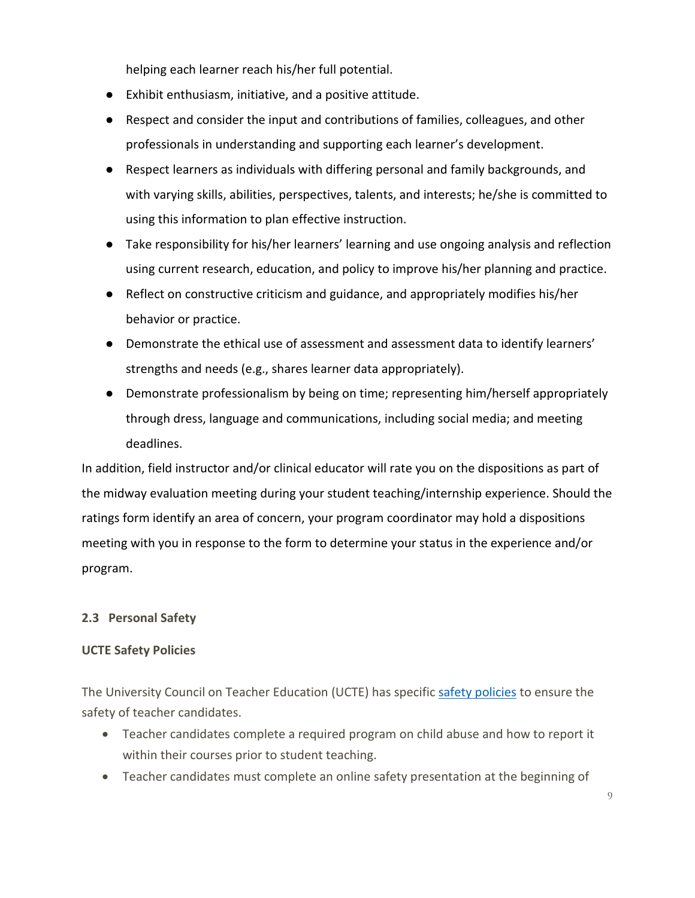helping each learner reach his/her full potential.

- Exhibit enthusiasm, initiative, and a positive attitude.
- Respect and consider the input and contributions of families, colleagues, and other professionals in understanding and supporting each learner's development.
- Respect learners as individuals with differing personal and family backgrounds, and with varying skills, abilities, perspectives, talents, and interests; he/she is committed to using this information to plan effective instruction.
- Take responsibility for his/her learners' learning and use ongoing analysis and reflection using current research, education, and policy to improve his/her planning and practice.
- Reflect on constructive criticism and guidance, and appropriately modifies his/her behavior or practice.
- Demonstrate the ethical use of assessment and assessment data to identify learners' strengths and needs (e.g., shares learner data appropriately).
- Demonstrate professionalism by being on time; representing him/herself appropriately through dress, language and communications, including social media; and meeting deadlines.

In addition, field instructor and/or clinical educator will rate you on the dispositions as part of the midway evaluation meeting during your student teaching/internship experience. Should the ratings form identify an area of concern, your program coordinator may hold a dispositions meeting with you in response to the form to determine your status in the experience and/or program.

### 2.3 Personal Safety

**UCTE Safety Policies**

The University Council on Teacher Education (UCTE) has specific [safety policies] to ensure the safety of teacher candidates.

- Teacher candidates complete a required program on child abuse and how to report it within their courses prior to student teaching.
- Teacher candidates must complete an online safety presentation at the beginning of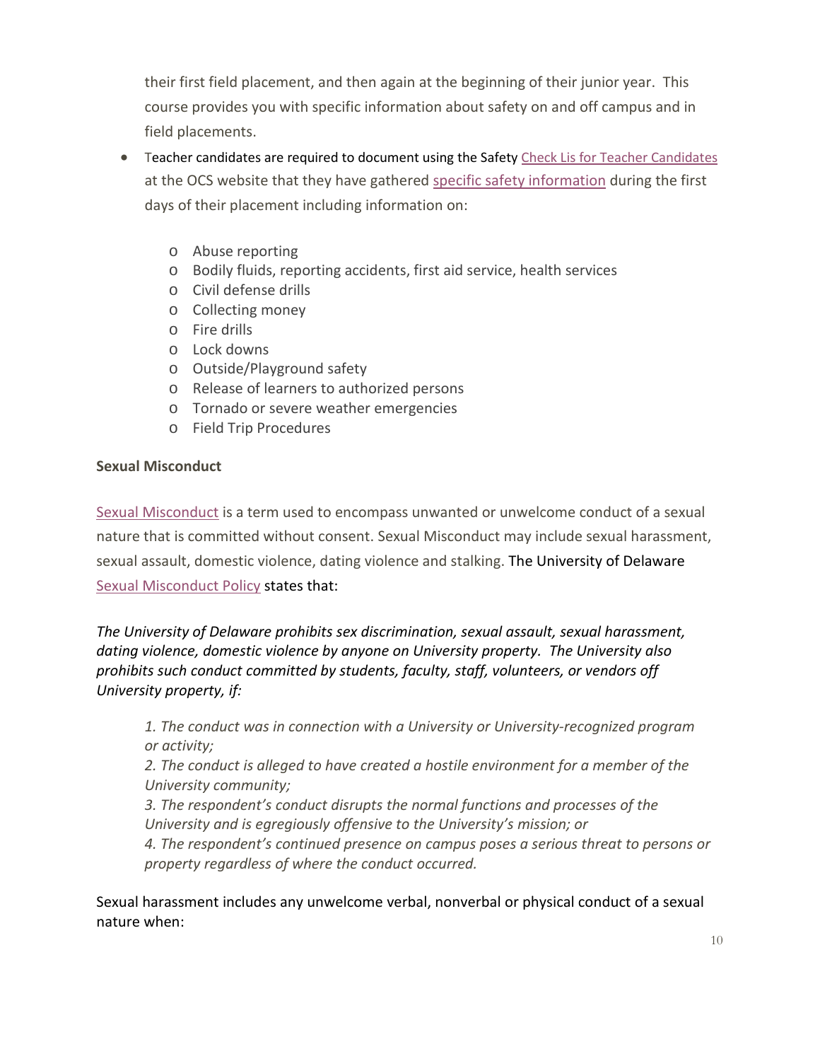their first field placement, and then again at the beginning of their junior year. This course provides you with specific information about safety on and off campus and in field placements.

- Teacher candidates are required to document using the Safety Check Lis for Teacher Candidates at the OCS website that they have gathered specific safety information during the first days of their placement including information on:
  - Abuse reporting
  - Bodily fluids, reporting accidents, first aid service, health services
  - Civil defense drills
  - Collecting money
  - Fire drills
  - Lock downs
  - Outside/Playground safety
  - Release of learners to authorized persons
  - Tornado or severe weather emergencies
  - Field Trip Procedures

**Sexual Misconduct**

Sexual Misconduct is a term used to encompass unwanted or unwelcome conduct of a sexual nature that is committed without consent. Sexual Misconduct may include sexual harassment, sexual assault, domestic violence, dating violence and stalking. The University of Delaware Sexual Misconduct Policy states that:

*The University of Delaware prohibits sex discrimination, sexual assault, sexual harassment, dating violence, domestic violence by anyone on University property. The University also prohibits such conduct committed by students, faculty, staff, volunteers, or vendors off University property, if:*

> *1. The conduct was in connection with a University or University-recognized program or activity;*
> *2. The conduct is alleged to have created a hostile environment for a member of the University community;*
> *3. The respondent's conduct disrupts the normal functions and processes of the University and is egregiously offensive to the University's mission; or*
> *4. The respondent's continued presence on campus poses a serious threat to persons or property regardless of where the conduct occurred.*

Sexual harassment includes any unwelcome verbal, nonverbal or physical conduct of a sexual nature when: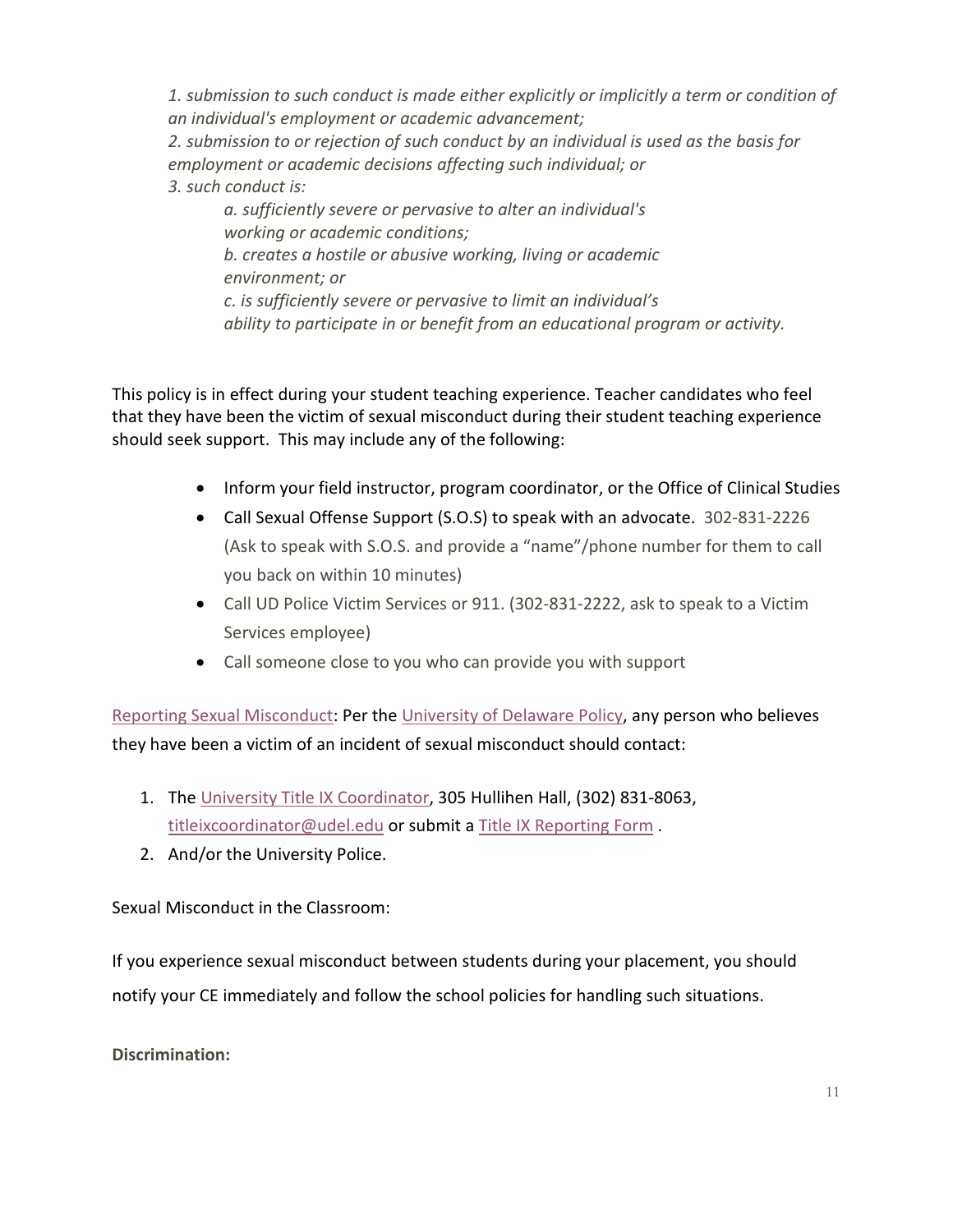*1. submission to such conduct is made either explicitly or implicitly a term or condition of an individual's employment or academic advancement;*
*2. submission to or rejection of such conduct by an individual is used as the basis for employment or academic decisions affecting such individual; or*
*3. such conduct is:*

> *a. sufficiently severe or pervasive to alter an individual's working or academic conditions;*
> *b. creates a hostile or abusive working, living or academic environment; or*
> *c. is sufficiently severe or pervasive to limit an individual's ability to participate in or benefit from an educational program or activity.*

This policy is in effect during your student teaching experience. Teacher candidates who feel that they have been the victim of sexual misconduct during their student teaching experience should seek support. This may include any of the following:

- Inform your field instructor, program coordinator, or the Office of Clinical Studies
- Call Sexual Offense Support (S.O.S) to speak with an advocate. 302-831-2226 (Ask to speak with S.O.S. and provide a "name"/phone number for them to call you back on within 10 minutes)
- Call UD Police Victim Services or 911. (302-831-2222, ask to speak to a Victim Services employee)
- Call someone close to you who can provide you with support

Reporting Sexual Misconduct: Per the University of Delaware Policy, any person who believes they have been a victim of an incident of sexual misconduct should contact:

1. The University Title IX Coordinator, 305 Hullihen Hall, (302) 831-8063, titleixcoordinator@udel.edu or submit a Title IX Reporting Form .
2. And/or the University Police.

Sexual Misconduct in the Classroom:

If you experience sexual misconduct between students during your placement, you should notify your CE immediately and follow the school policies for handling such situations.

**Discrimination:**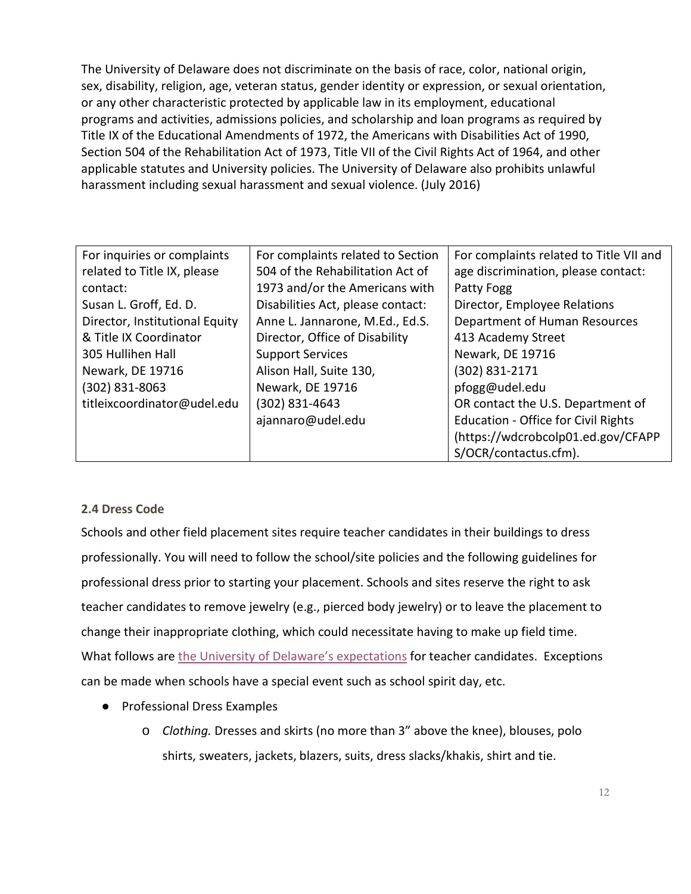The University of Delaware does not discriminate on the basis of race, color, national origin, sex, disability, religion, age, veteran status, gender identity or expression, or sexual orientation, or any other characteristic protected by applicable law in its employment, educational programs and activities, admissions policies, and scholarship and loan programs as required by Title IX of the Educational Amendments of 1972, the Americans with Disabilities Act of 1990, Section 504 of the Rehabilitation Act of 1973, Title VII of the Civil Rights Act of 1964, and other applicable statutes and University policies. The University of Delaware also prohibits unlawful harassment including sexual harassment and sexual violence. (July 2016)

| For inquiries or complaints related to Title IX, please contact: | For complaints related to Section 504 of the Rehabilitation Act of 1973 and/or the Americans with Disabilities Act, please contact: | For complaints related to Title VII and age discrimination, please contact: |
|---|---|---|
| Susan L. Groff, Ed. D.<br>Director, Institutional Equity & Title IX Coordinator<br>305 Hullihen Hall<br>Newark, DE 19716<br>(302) 831-8063<br>titleixcoordinator@udel.edu | Anne L. Jannarone, M.Ed., Ed.S.<br>Director, Office of Disability Support Services<br>Alison Hall, Suite 130,<br>Newark, DE 19716<br>(302) 831-4643<br>ajannaro@udel.edu | Patty Fogg<br>Director, Employee Relations<br>Department of Human Resources<br>413 Academy Street<br>Newark, DE 19716<br>(302) 831-2171<br>pfogg@udel.edu<br>OR contact the U.S. Department of Education - Office for Civil Rights (https://wdcrobcolp01.ed.gov/CFAPPS/OCR/contactus.cfm). |

### 2.4 Dress Code

Schools and other field placement sites require teacher candidates in their buildings to dress professionally. You will need to follow the school/site policies and the following guidelines for professional dress prior to starting your placement. Schools and sites reserve the right to ask teacher candidates to remove jewelry (e.g., pierced body jewelry) or to leave the placement to change their inappropriate clothing, which could necessitate having to make up field time. What follows are the University of Delaware's expectations for teacher candidates. Exceptions can be made when schools have a special event such as school spirit day, etc.

- Professional Dress Examples
  - *Clothing.* Dresses and skirts (no more than 3" above the knee), blouses, polo shirts, sweaters, jackets, blazers, suits, dress slacks/khakis, shirt and tie.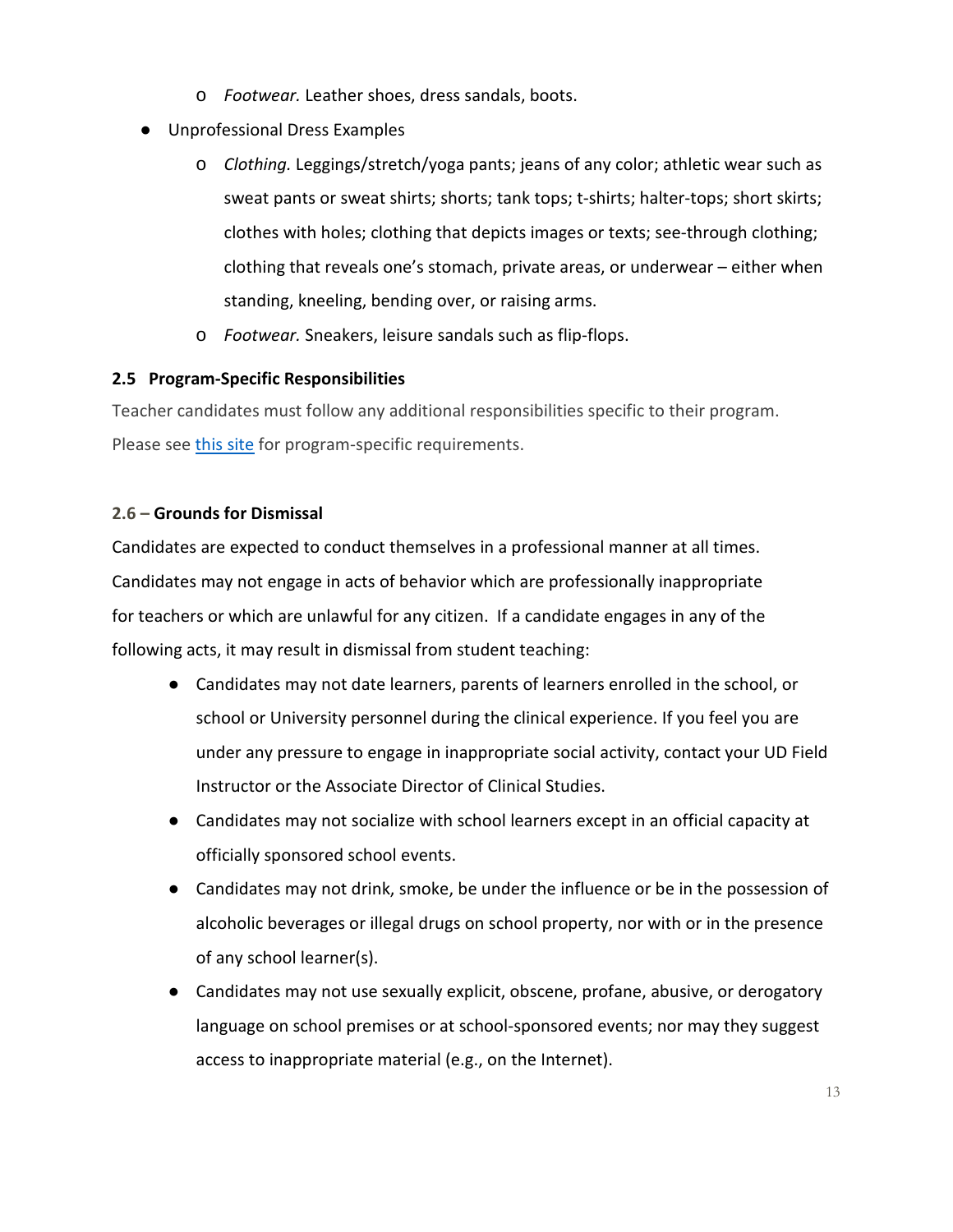- *Footwear.* Leather shoes, dress sandals, boots.
- Unprofessional Dress Examples
   - *Clothing.* Leggings/stretch/yoga pants; jeans of any color; athletic wear such as sweat pants or sweat shirts; shorts; tank tops; t-shirts; halter-tops; short skirts; clothes with holes; clothing that depicts images or texts; see-through clothing; clothing that reveals one's stomach, private areas, or underwear – either when standing, kneeling, bending over, or raising arms.
   - *Footwear.* Sneakers, leisure sandals such as flip-flops.

### 2.5 Program-Specific Responsibilities

Teacher candidates must follow any additional responsibilities specific to their program. Please see this site for program-specific requirements.

### 2.6 – Grounds for Dismissal

Candidates are expected to conduct themselves in a professional manner at all times. Candidates may not engage in acts of behavior which are professionally inappropriate for teachers or which are unlawful for any citizen. If a candidate engages in any of the following acts, it may result in dismissal from student teaching:

- Candidates may not date learners, parents of learners enrolled in the school, or school or University personnel during the clinical experience. If you feel you are under any pressure to engage in inappropriate social activity, contact your UD Field Instructor or the Associate Director of Clinical Studies.
- Candidates may not socialize with school learners except in an official capacity at officially sponsored school events.
- Candidates may not drink, smoke, be under the influence or be in the possession of alcoholic beverages or illegal drugs on school property, nor with or in the presence of any school learner(s).
- Candidates may not use sexually explicit, obscene, profane, abusive, or derogatory language on school premises or at school-sponsored events; nor may they suggest access to inappropriate material (e.g., on the Internet).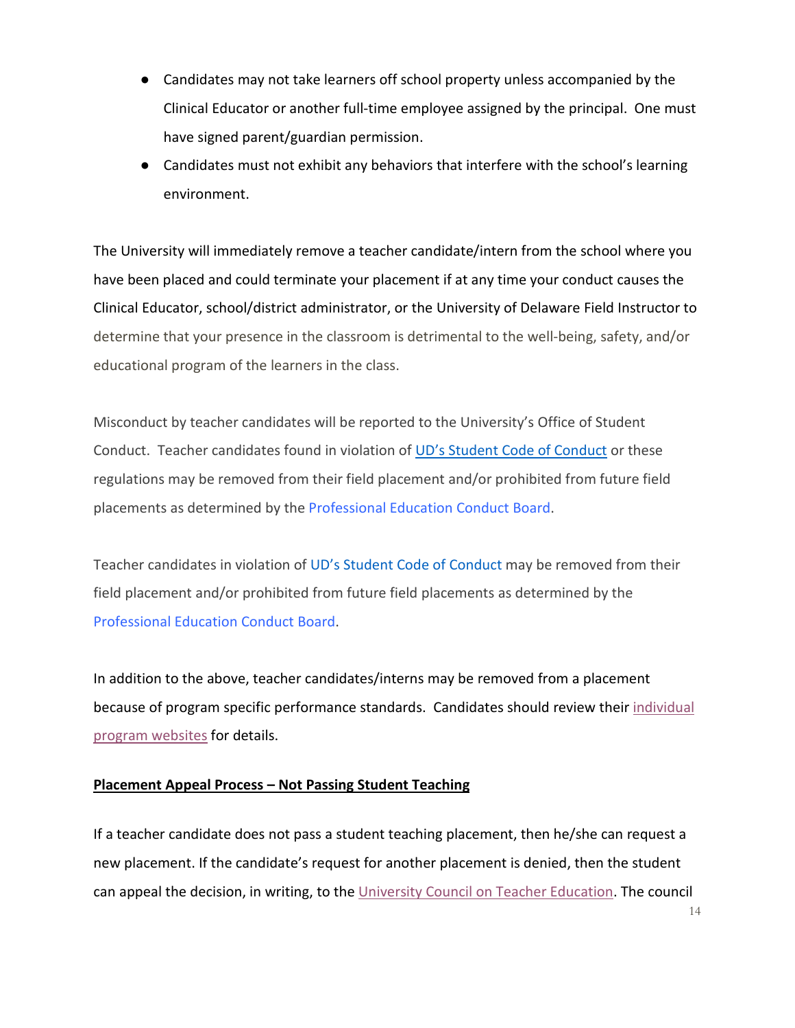- Candidates may not take learners off school property unless accompanied by the Clinical Educator or another full-time employee assigned by the principal. One must have signed parent/guardian permission.
- Candidates must not exhibit any behaviors that interfere with the school's learning environment.

The University will immediately remove a teacher candidate/intern from the school where you have been placed and could terminate your placement if at any time your conduct causes the Clinical Educator, school/district administrator, or the University of Delaware Field Instructor to determine that your presence in the classroom is detrimental to the well-being, safety, and/or educational program of the learners in the class.

Misconduct by teacher candidates will be reported to the University's Office of Student Conduct. Teacher candidates found in violation of UD's Student Code of Conduct or these regulations may be removed from their field placement and/or prohibited from future field placements as determined by the Professional Education Conduct Board.

Teacher candidates in violation of UD's Student Code of Conduct may be removed from their field placement and/or prohibited from future field placements as determined by the Professional Education Conduct Board.

In addition to the above, teacher candidates/interns may be removed from a placement because of program specific performance standards. Candidates should review their individual program websites for details.

**Placement Appeal Process – Not Passing Student Teaching**

If a teacher candidate does not pass a student teaching placement, then he/she can request a new placement. If the candidate's request for another placement is denied, then the student can appeal the decision, in writing, to the University Council on Teacher Education. The council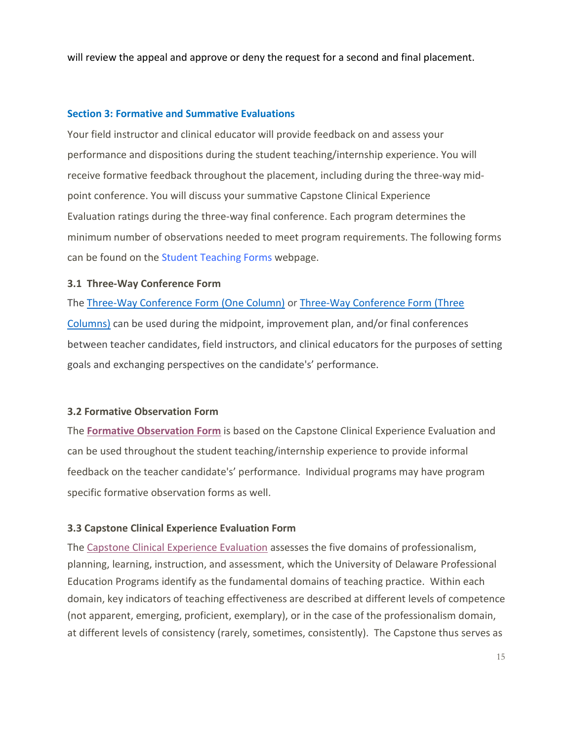will review the appeal and approve or deny the request for a second and final placement.

## Section 3: Formative and Summative Evaluations

Your field instructor and clinical educator will provide feedback on and assess your performance and dispositions during the student teaching/internship experience. You will receive formative feedback throughout the placement, including during the three-way mid-point conference. You will discuss your summative Capstone Clinical Experience Evaluation ratings during the three-way final conference. Each program determines the minimum number of observations needed to meet program requirements. The following forms can be found on the Student Teaching Forms webpage.

### 3.1 Three-Way Conference Form

The Three-Way Conference Form (One Column) or Three-Way Conference Form (Three Columns) can be used during the midpoint, improvement plan, and/or final conferences between teacher candidates, field instructors, and clinical educators for the purposes of setting goals and exchanging perspectives on the candidate's' performance.

### 3.2 Formative Observation Form

The **Formative Observation Form** is based on the Capstone Clinical Experience Evaluation and can be used throughout the student teaching/internship experience to provide informal feedback on the teacher candidate's' performance. Individual programs may have program specific formative observation forms as well.

### 3.3 Capstone Clinical Experience Evaluation Form

The Capstone Clinical Experience Evaluation assesses the five domains of professionalism, planning, learning, instruction, and assessment, which the University of Delaware Professional Education Programs identify as the fundamental domains of teaching practice. Within each domain, key indicators of teaching effectiveness are described at different levels of competence (not apparent, emerging, proficient, exemplary), or in the case of the professionalism domain, at different levels of consistency (rarely, sometimes, consistently). The Capstone thus serves as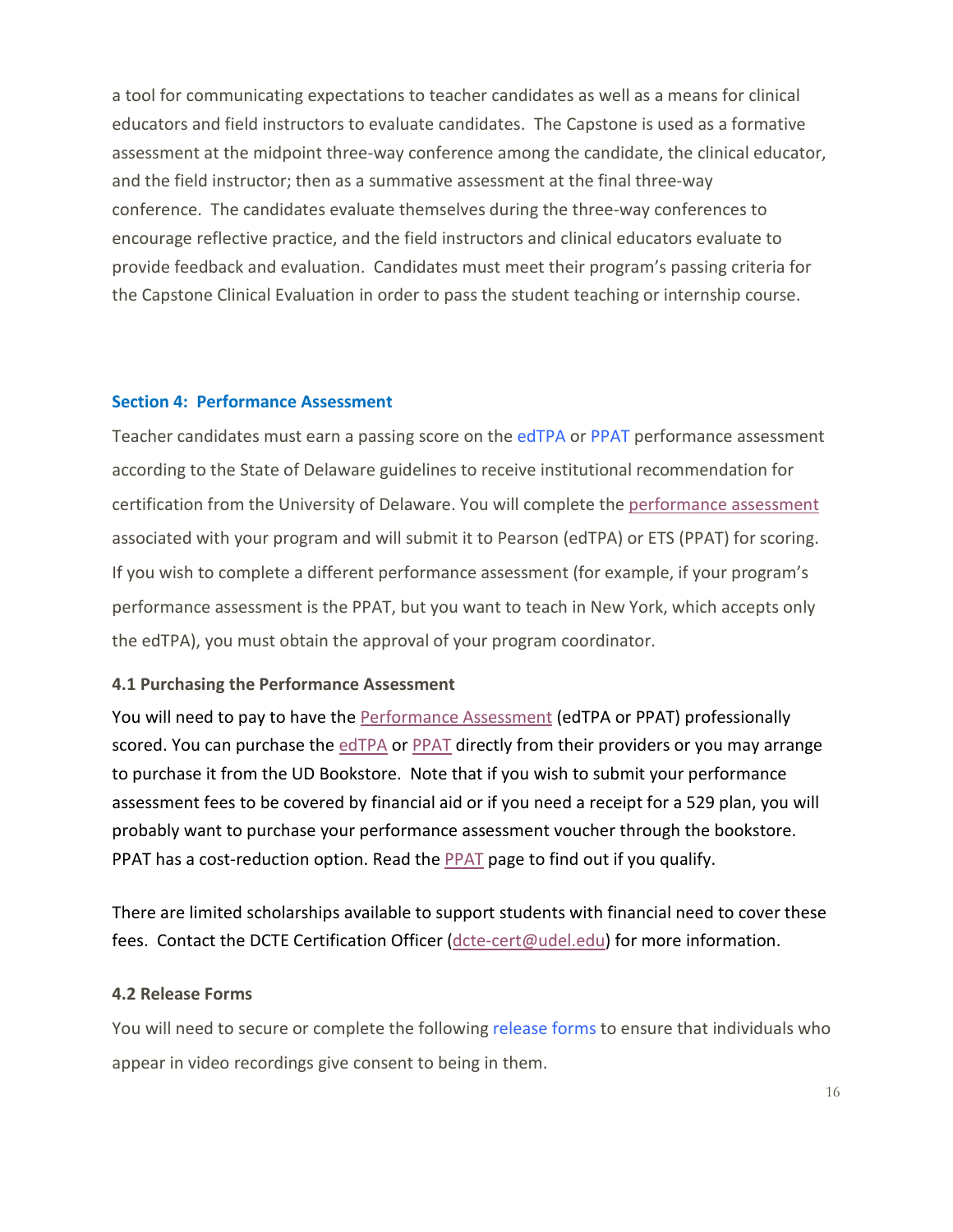a tool for communicating expectations to teacher candidates as well as a means for clinical educators and field instructors to evaluate candidates. The Capstone is used as a formative assessment at the midpoint three-way conference among the candidate, the clinical educator, and the field instructor; then as a summative assessment at the final three-way conference. The candidates evaluate themselves during the three-way conferences to encourage reflective practice, and the field instructors and clinical educators evaluate to provide feedback and evaluation. Candidates must meet their program's passing criteria for the Capstone Clinical Evaluation in order to pass the student teaching or internship course.

## Section 4: Performance Assessment

Teacher candidates must earn a passing score on the edTPA or PPAT performance assessment according to the State of Delaware guidelines to receive institutional recommendation for certification from the University of Delaware. You will complete the performance assessment associated with your program and will submit it to Pearson (edTPA) or ETS (PPAT) for scoring. If you wish to complete a different performance assessment (for example, if your program's performance assessment is the PPAT, but you want to teach in New York, which accepts only the edTPA), you must obtain the approval of your program coordinator.

### 4.1 Purchasing the Performance Assessment

You will need to pay to have the Performance Assessment (edTPA or PPAT) professionally scored. You can purchase the edTPA or PPAT directly from their providers or you may arrange to purchase it from the UD Bookstore. Note that if you wish to submit your performance assessment fees to be covered by financial aid or if you need a receipt for a 529 plan, you will probably want to purchase your performance assessment voucher through the bookstore. PPAT has a cost-reduction option. Read the PPAT page to find out if you qualify.

There are limited scholarships available to support students with financial need to cover these fees. Contact the DCTE Certification Officer (dcte-cert@udel.edu) for more information.

### 4.2 Release Forms

You will need to secure or complete the following release forms to ensure that individuals who appear in video recordings give consent to being in them.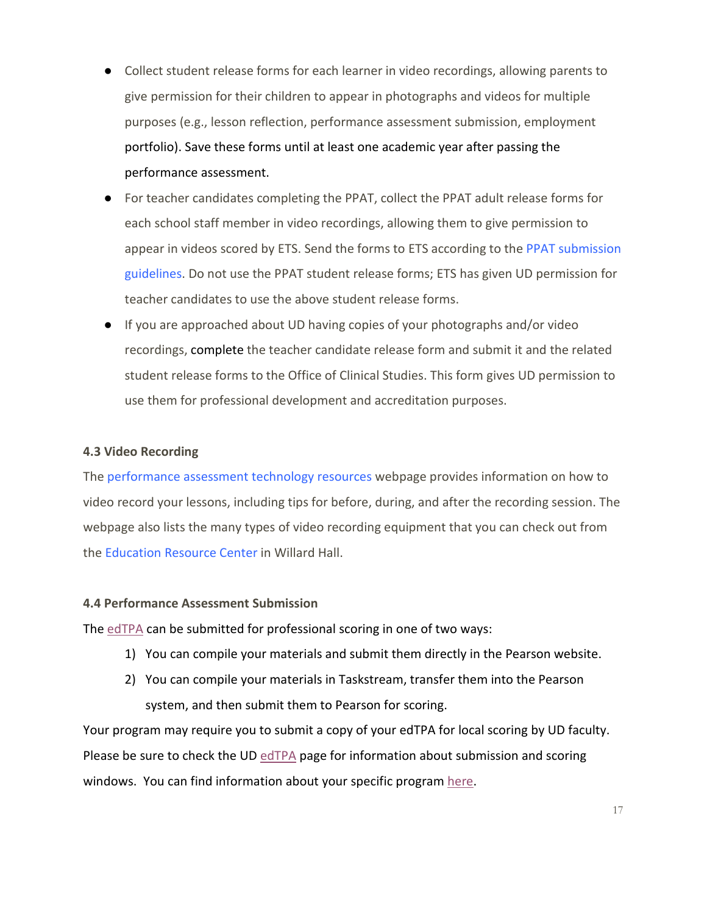- Collect student release forms for each learner in video recordings, allowing parents to give permission for their children to appear in photographs and videos for multiple purposes (e.g., lesson reflection, performance assessment submission, employment portfolio). Save these forms until at least one academic year after passing the performance assessment.
- For teacher candidates completing the PPAT, collect the PPAT adult release forms for each school staff member in video recordings, allowing them to give permission to appear in videos scored by ETS. Send the forms to ETS according to the PPAT submission guidelines. Do not use the PPAT student release forms; ETS has given UD permission for teacher candidates to use the above student release forms.
- If you are approached about UD having copies of your photographs and/or video recordings, complete the teacher candidate release form and submit it and the related student release forms to the Office of Clinical Studies. This form gives UD permission to use them for professional development and accreditation purposes.

### 4.3 Video Recording

The performance assessment technology resources webpage provides information on how to video record your lessons, including tips for before, during, and after the recording session. The webpage also lists the many types of video recording equipment that you can check out from the Education Resource Center in Willard Hall.

### 4.4 Performance Assessment Submission

The edTPA can be submitted for professional scoring in one of two ways:

1) You can compile your materials and submit them directly in the Pearson website.
2) You can compile your materials in Taskstream, transfer them into the Pearson system, and then submit them to Pearson for scoring.

Your program may require you to submit a copy of your edTPA for local scoring by UD faculty. Please be sure to check the UD edTPA page for information about submission and scoring windows. You can find information about your specific program here.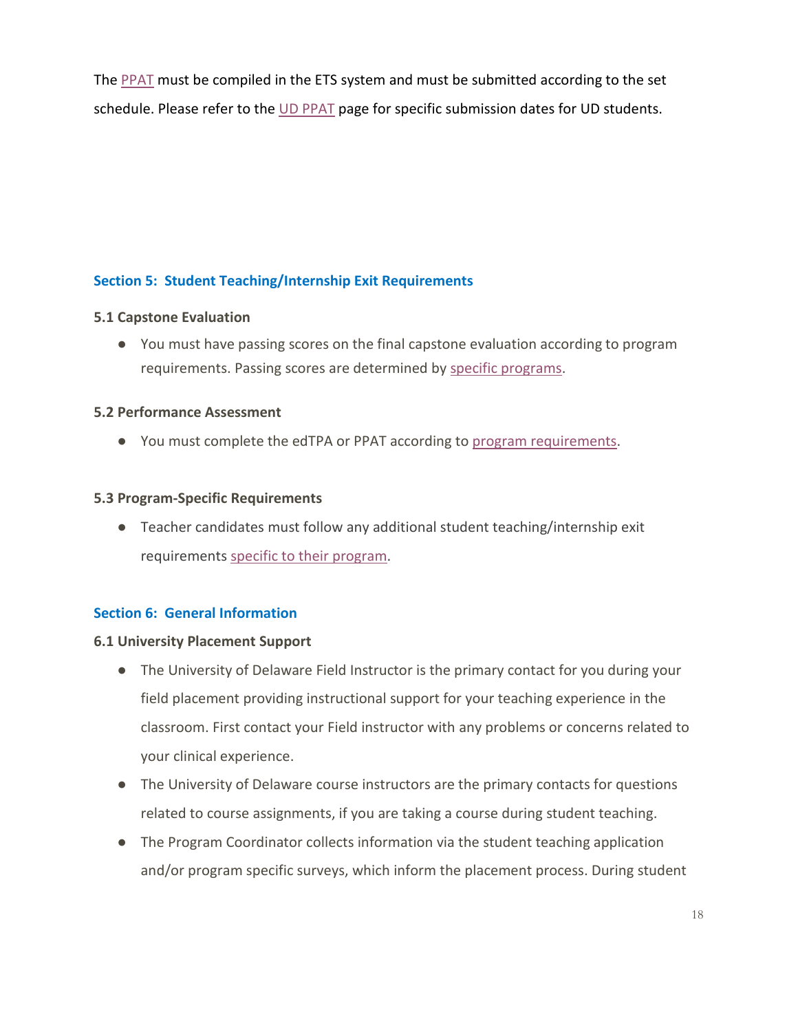The PPAT must be compiled in the ETS system and must be submitted according to the set schedule. Please refer to the UD PPAT page for specific submission dates for UD students.

## Section 5: Student Teaching/Internship Exit Requirements

### 5.1 Capstone Evaluation

- You must have passing scores on the final capstone evaluation according to program requirements. Passing scores are determined by specific programs.

### 5.2 Performance Assessment

- You must complete the edTPA or PPAT according to program requirements.

### 5.3 Program-Specific Requirements

- Teacher candidates must follow any additional student teaching/internship exit requirements specific to their program.

## Section 6: General Information

### 6.1 University Placement Support

- The University of Delaware Field Instructor is the primary contact for you during your field placement providing instructional support for your teaching experience in the classroom. First contact your Field instructor with any problems or concerns related to your clinical experience.
- The University of Delaware course instructors are the primary contacts for questions related to course assignments, if you are taking a course during student teaching.
- The Program Coordinator collects information via the student teaching application and/or program specific surveys, which inform the placement process. During student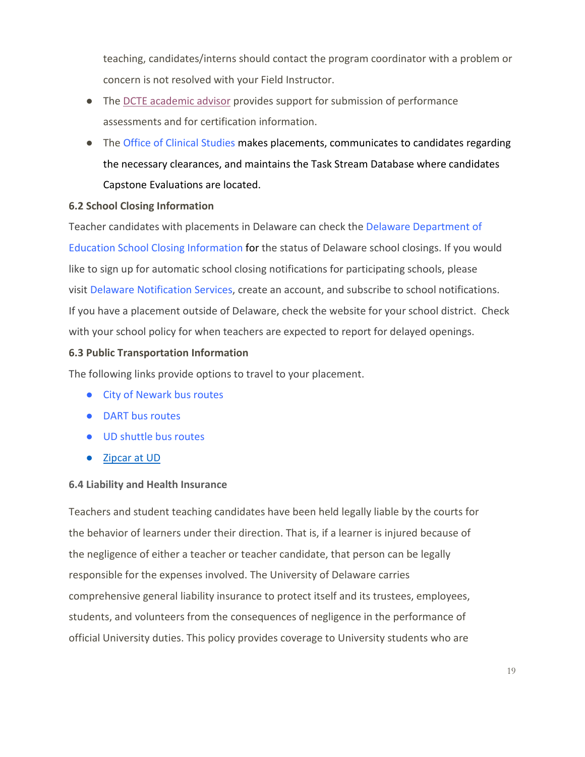teaching, candidates/interns should contact the program coordinator with a problem or concern is not resolved with your Field Instructor.

- The DCTE academic advisor provides support for submission of performance assessments and for certification information.
- The Office of Clinical Studies makes placements, communicates to candidates regarding the necessary clearances, and maintains the Task Stream Database where candidates Capstone Evaluations are located.

**6.2 School Closing Information**

Teacher candidates with placements in Delaware can check the Delaware Department of Education School Closing Information for the status of Delaware school closings. If you would like to sign up for automatic school closing notifications for participating schools, please visit Delaware Notification Services, create an account, and subscribe to school notifications. If you have a placement outside of Delaware, check the website for your school district. Check with your school policy for when teachers are expected to report for delayed openings.

**6.3 Public Transportation Information**

The following links provide options to travel to your placement.

- City of Newark bus routes
- DART bus routes
- UD shuttle bus routes
- Zipcar at UD

**6.4 Liability and Health Insurance**

Teachers and student teaching candidates have been held legally liable by the courts for the behavior of learners under their direction. That is, if a learner is injured because of the negligence of either a teacher or teacher candidate, that person can be legally responsible for the expenses involved. The University of Delaware carries comprehensive general liability insurance to protect itself and its trustees, employees, students, and volunteers from the consequences of negligence in the performance of official University duties. This policy provides coverage to University students who are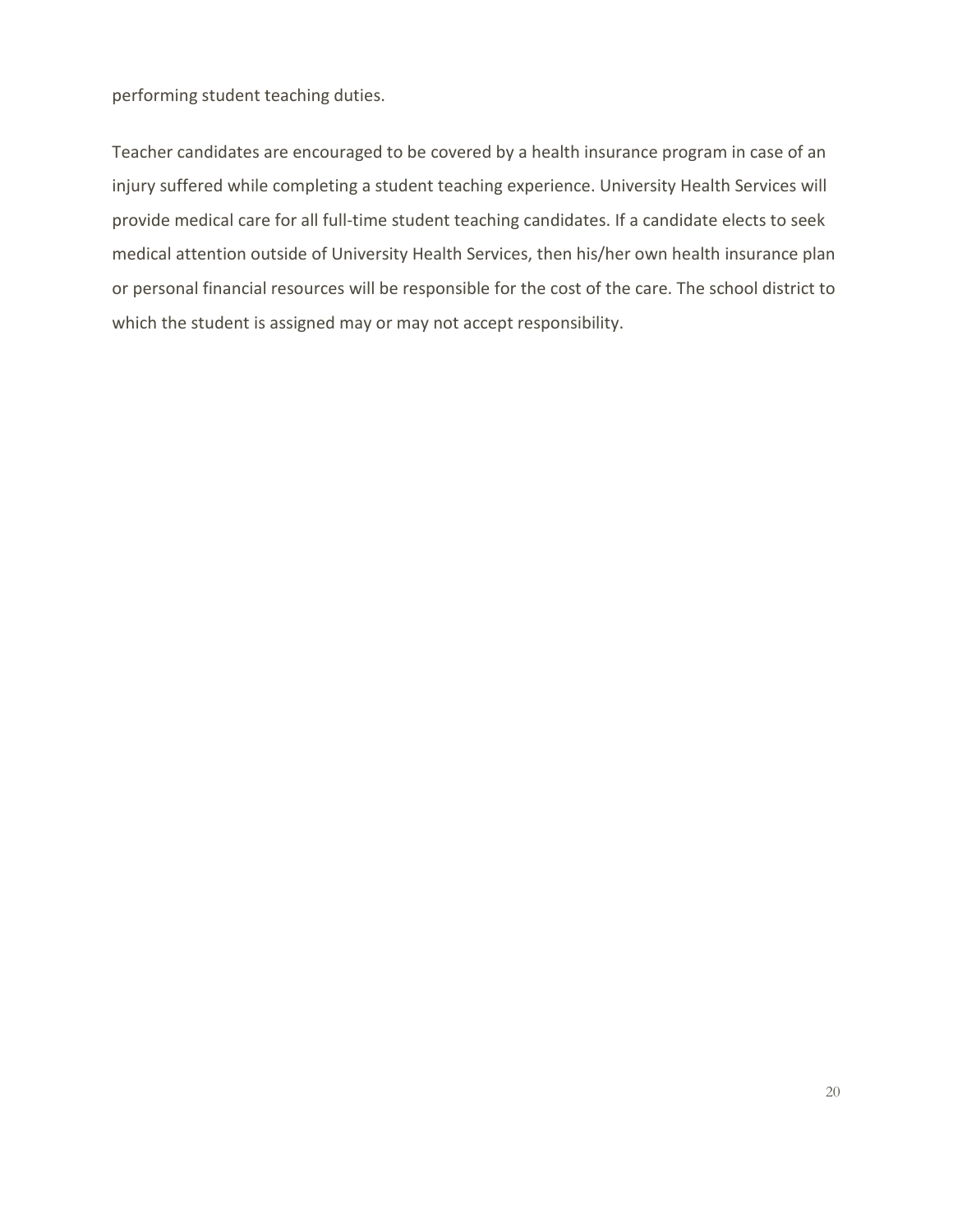performing student teaching duties.

Teacher candidates are encouraged to be covered by a health insurance program in case of an injury suffered while completing a student teaching experience. University Health Services will provide medical care for all full-time student teaching candidates. If a candidate elects to seek medical attention outside of University Health Services, then his/her own health insurance plan or personal financial resources will be responsible for the cost of the care. The school district to which the student is assigned may or may not accept responsibility.